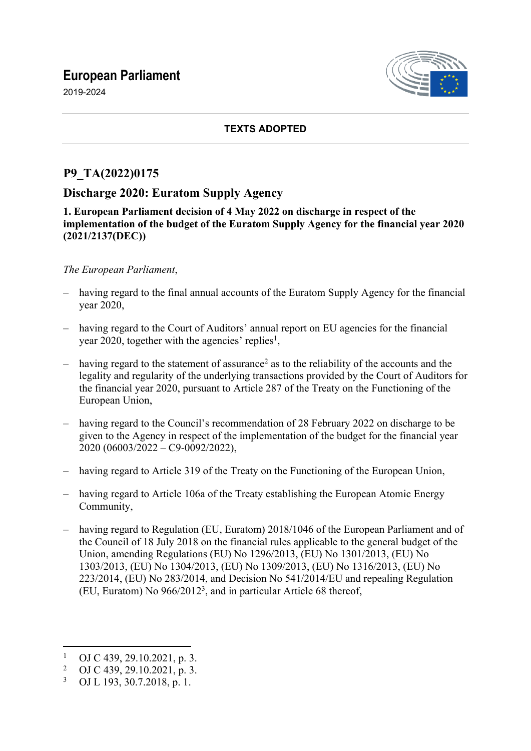# European Parliament

2019-2024

**TEXTS ADOPTED**

## P9_TA(2022)0175

## Discharge 2020: Euratom Supply Agency

**1. European Parliament decision of 4 May 2022 on discharge in respect of the implementation of the budget of the Euratom Supply Agency for the financial year 2020 (2021/2137(DEC))**

*The European Parliament*,

– having regard to the final annual accounts of the Euratom Supply Agency for the financial year 2020,

– having regard to the Court of Auditors' annual report on EU agencies for the financial year 2020, together with the agencies' replies[1],

– having regard to the statement of assurance[2] as to the reliability of the accounts and the legality and regularity of the underlying transactions provided by the Court of Auditors for the financial year 2020, pursuant to Article 287 of the Treaty on the Functioning of the European Union,

– having regard to the Council's recommendation of 28 February 2022 on discharge to be given to the Agency in respect of the implementation of the budget for the financial year 2020 (06003/2022 – C9-0092/2022),

– having regard to Article 319 of the Treaty on the Functioning of the European Union,

– having regard to Article 106a of the Treaty establishing the European Atomic Energy Community,

– having regard to Regulation (EU, Euratom) 2018/1046 of the European Parliament and of the Council of 18 July 2018 on the financial rules applicable to the general budget of the Union, amending Regulations (EU) No 1296/2013, (EU) No 1301/2013, (EU) No 1303/2013, (EU) No 1304/2013, (EU) No 1309/2013, (EU) No 1316/2013, (EU) No 223/2014, (EU) No 283/2014, and Decision No 541/2014/EU and repealing Regulation (EU, Euratom) No 966/2012[3], and in particular Article 68 thereof,

---

[1] OJ C 439, 29.10.2021, p. 3.
[2] OJ C 439, 29.10.2021, p. 3.
[3] OJ L 193, 30.7.2018, p. 1.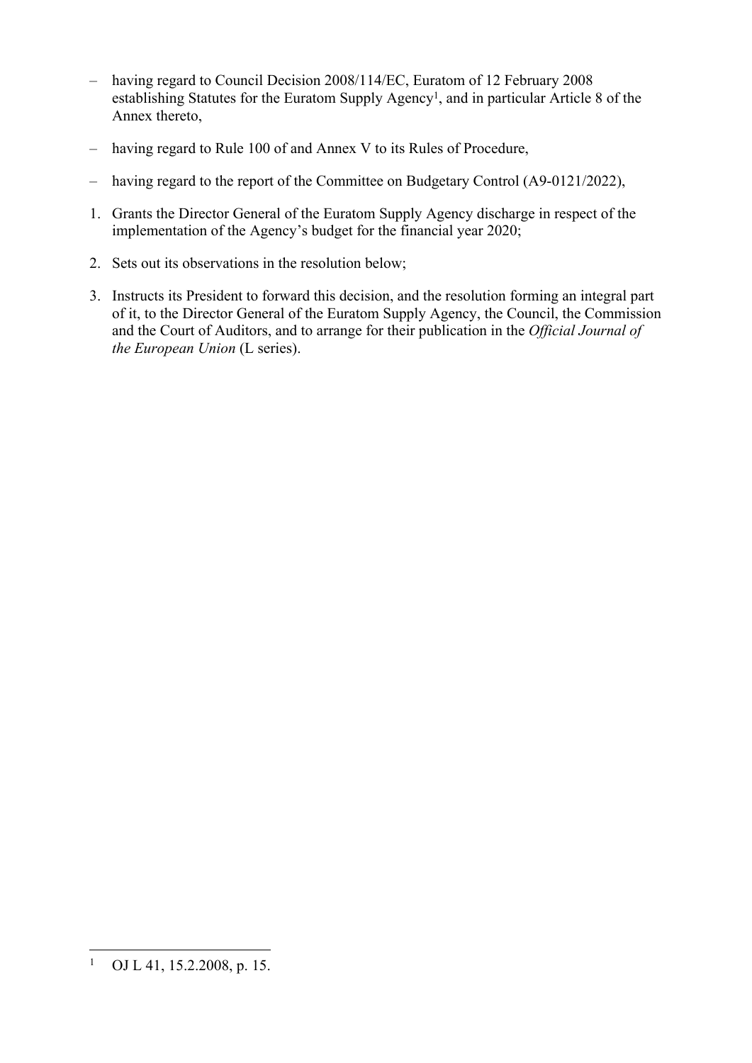– having regard to Council Decision 2008/114/EC, Euratom of 12 February 2008 establishing Statutes for the Euratom Supply Agency[1], and in particular Article 8 of the Annex thereto,

– having regard to Rule 100 of and Annex V to its Rules of Procedure,

– having regard to the report of the Committee on Budgetary Control (A9-0121/2022),

1. Grants the Director General of the Euratom Supply Agency discharge in respect of the implementation of the Agency's budget for the financial year 2020;

2. Sets out its observations in the resolution below;

3. Instructs its President to forward this decision, and the resolution forming an integral part of it, to the Director General of the Euratom Supply Agency, the Council, the Commission and the Court of Auditors, and to arrange for their publication in the *Official Journal of the European Union* (L series).

---

[1] OJ L 41, 15.2.2008, p. 15.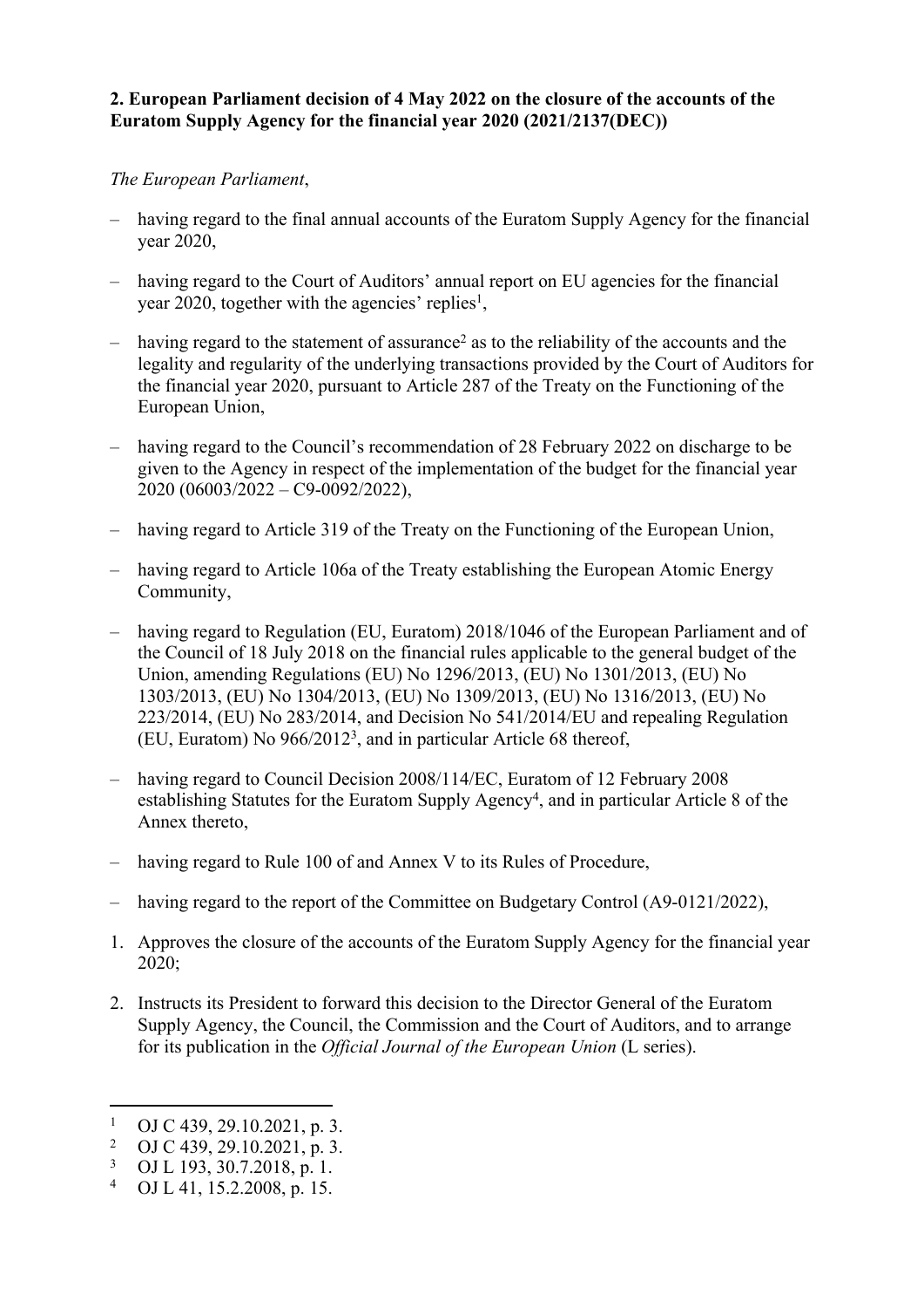**2. European Parliament decision of 4 May 2022 on the closure of the accounts of the Euratom Supply Agency for the financial year 2020 (2021/2137(DEC))**

*The European Parliament*,

– having regard to the final annual accounts of the Euratom Supply Agency for the financial year 2020,

– having regard to the Court of Auditors' annual report on EU agencies for the financial year 2020, together with the agencies' replies[1],

– having regard to the statement of assurance[2] as to the reliability of the accounts and the legality and regularity of the underlying transactions provided by the Court of Auditors for the financial year 2020, pursuant to Article 287 of the Treaty on the Functioning of the European Union,

– having regard to the Council's recommendation of 28 February 2022 on discharge to be given to the Agency in respect of the implementation of the budget for the financial year 2020 (06003/2022 – C9-0092/2022),

– having regard to Article 319 of the Treaty on the Functioning of the European Union,

– having regard to Article 106a of the Treaty establishing the European Atomic Energy Community,

– having regard to Regulation (EU, Euratom) 2018/1046 of the European Parliament and of the Council of 18 July 2018 on the financial rules applicable to the general budget of the Union, amending Regulations (EU) No 1296/2013, (EU) No 1301/2013, (EU) No 1303/2013, (EU) No 1304/2013, (EU) No 1309/2013, (EU) No 1316/2013, (EU) No 223/2014, (EU) No 283/2014, and Decision No 541/2014/EU and repealing Regulation (EU, Euratom) No 966/2012[3], and in particular Article 68 thereof,

– having regard to Council Decision 2008/114/EC, Euratom of 12 February 2008 establishing Statutes for the Euratom Supply Agency[4], and in particular Article 8 of the Annex thereto,

– having regard to Rule 100 of and Annex V to its Rules of Procedure,

– having regard to the report of the Committee on Budgetary Control (A9-0121/2022),

1. Approves the closure of the accounts of the Euratom Supply Agency for the financial year 2020;

2. Instructs its President to forward this decision to the Director General of the Euratom Supply Agency, the Council, the Commission and the Court of Auditors, and to arrange for its publication in the *Official Journal of the European Union* (L series).

---

[1] OJ C 439, 29.10.2021, p. 3.

[2] OJ C 439, 29.10.2021, p. 3.

[3] OJ L 193, 30.7.2018, p. 1.

[4] OJ L 41, 15.2.2008, p. 15.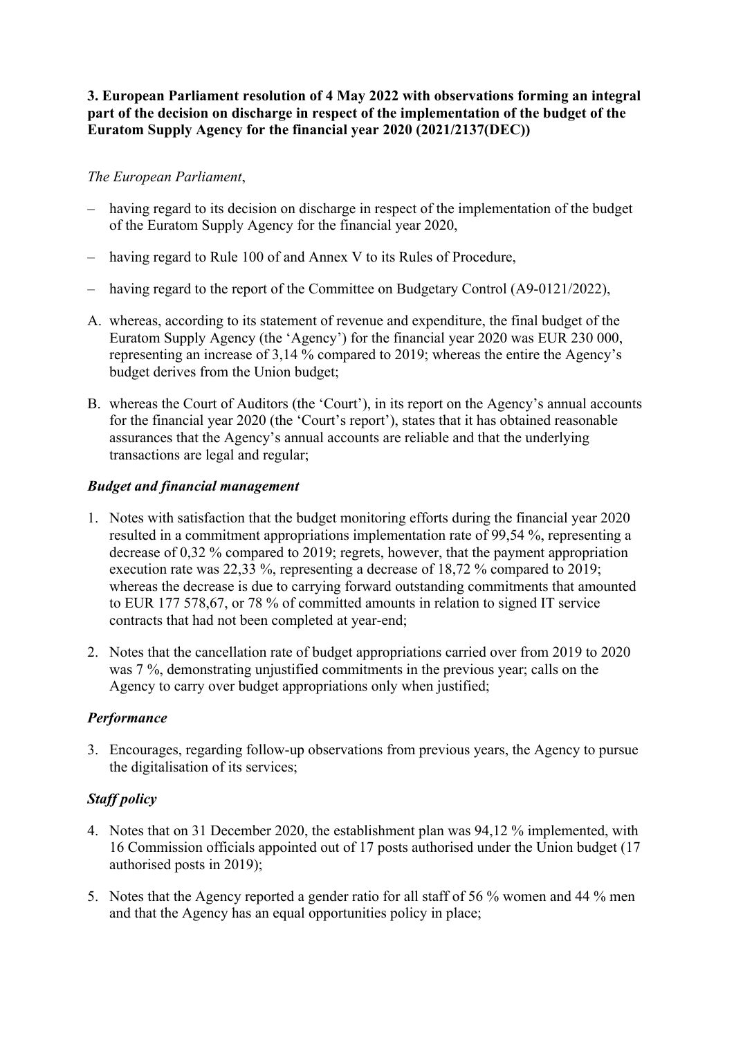**3. European Parliament resolution of 4 May 2022 with observations forming an integral part of the decision on discharge in respect of the implementation of the budget of the Euratom Supply Agency for the financial year 2020 (2021/2137(DEC))**

*The European Parliament*,

– having regard to its decision on discharge in respect of the implementation of the budget of the Euratom Supply Agency for the financial year 2020,

– having regard to Rule 100 of and Annex V to its Rules of Procedure,

– having regard to the report of the Committee on Budgetary Control (A9-0121/2022),

A. whereas, according to its statement of revenue and expenditure, the final budget of the Euratom Supply Agency (the 'Agency') for the financial year 2020 was EUR 230 000, representing an increase of 3,14 % compared to 2019; whereas the entire the Agency's budget derives from the Union budget;

B. whereas the Court of Auditors (the 'Court'), in its report on the Agency's annual accounts for the financial year 2020 (the 'Court's report'), states that it has obtained reasonable assurances that the Agency's annual accounts are reliable and that the underlying transactions are legal and regular;

***Budget and financial management***

1. Notes with satisfaction that the budget monitoring efforts during the financial year 2020 resulted in a commitment appropriations implementation rate of 99,54 %, representing a decrease of 0,32 % compared to 2019; regrets, however, that the payment appropriation execution rate was 22,33 %, representing a decrease of 18,72 % compared to 2019; whereas the decrease is due to carrying forward outstanding commitments that amounted to EUR 177 578,67, or 78 % of committed amounts in relation to signed IT service contracts that had not been completed at year-end;

2. Notes that the cancellation rate of budget appropriations carried over from 2019 to 2020 was 7 %, demonstrating unjustified commitments in the previous year; calls on the Agency to carry over budget appropriations only when justified;

***Performance***

3. Encourages, regarding follow-up observations from previous years, the Agency to pursue the digitalisation of its services;

***Staff policy***

4. Notes that on 31 December 2020, the establishment plan was 94,12 % implemented, with 16 Commission officials appointed out of 17 posts authorised under the Union budget (17 authorised posts in 2019);

5. Notes that the Agency reported a gender ratio for all staff of 56 % women and 44 % men and that the Agency has an equal opportunities policy in place;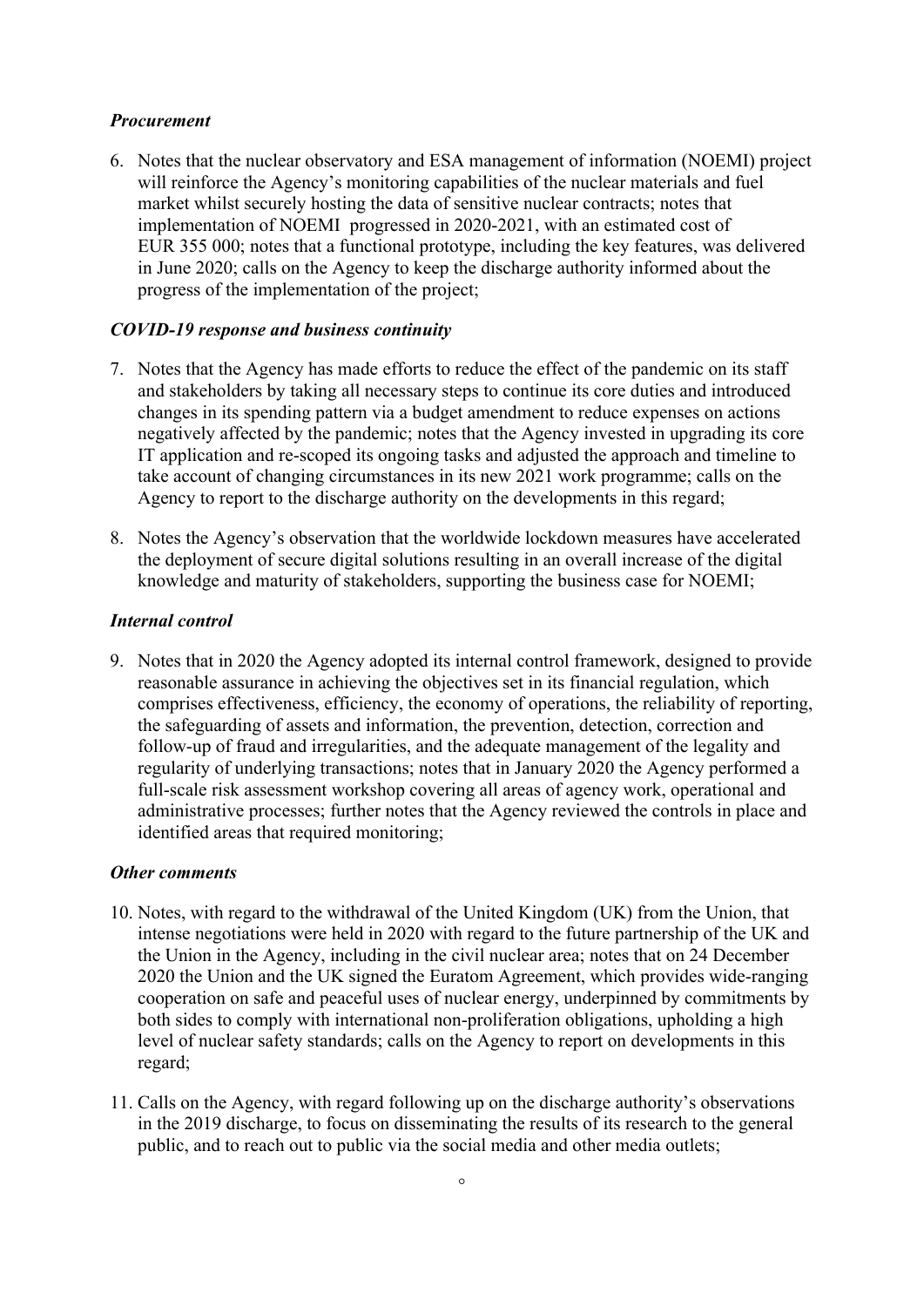### *Procurement*

6. Notes that the nuclear observatory and ESA management of information (NOEMI) project will reinforce the Agency's monitoring capabilities of the nuclear materials and fuel market whilst securely hosting the data of sensitive nuclear contracts; notes that implementation of NOEMI progressed in 2020-2021, with an estimated cost of EUR 355 000; notes that a functional prototype, including the key features, was delivered in June 2020; calls on the Agency to keep the discharge authority informed about the progress of the implementation of the project;

### *COVID-19 response and business continuity*

7. Notes that the Agency has made efforts to reduce the effect of the pandemic on its staff and stakeholders by taking all necessary steps to continue its core duties and introduced changes in its spending pattern via a budget amendment to reduce expenses on actions negatively affected by the pandemic; notes that the Agency invested in upgrading its core IT application and re-scoped its ongoing tasks and adjusted the approach and timeline to take account of changing circumstances in its new 2021 work programme; calls on the Agency to report to the discharge authority on the developments in this regard;

8. Notes the Agency's observation that the worldwide lockdown measures have accelerated the deployment of secure digital solutions resulting in an overall increase of the digital knowledge and maturity of stakeholders, supporting the business case for NOEMI;

### *Internal control*

9. Notes that in 2020 the Agency adopted its internal control framework, designed to provide reasonable assurance in achieving the objectives set in its financial regulation, which comprises effectiveness, efficiency, the economy of operations, the reliability of reporting, the safeguarding of assets and information, the prevention, detection, correction and follow-up of fraud and irregularities, and the adequate management of the legality and regularity of underlying transactions; notes that in January 2020 the Agency performed a full-scale risk assessment workshop covering all areas of agency work, operational and administrative processes; further notes that the Agency reviewed the controls in place and identified areas that required monitoring;

### *Other comments*

10. Notes, with regard to the withdrawal of the United Kingdom (UK) from the Union, that intense negotiations were held in 2020 with regard to the future partnership of the UK and the Union in the Agency, including in the civil nuclear area; notes that on 24 December 2020 the Union and the UK signed the Euratom Agreement, which provides wide-ranging cooperation on safe and peaceful uses of nuclear energy, underpinned by commitments by both sides to comply with international non-proliferation obligations, upholding a high level of nuclear safety standards; calls on the Agency to report on developments in this regard;

11. Calls on the Agency, with regard following up on the discharge authority's observations in the 2019 discharge, to focus on disseminating the results of its research to the general public, and to reach out to public via the social media and other media outlets;

◦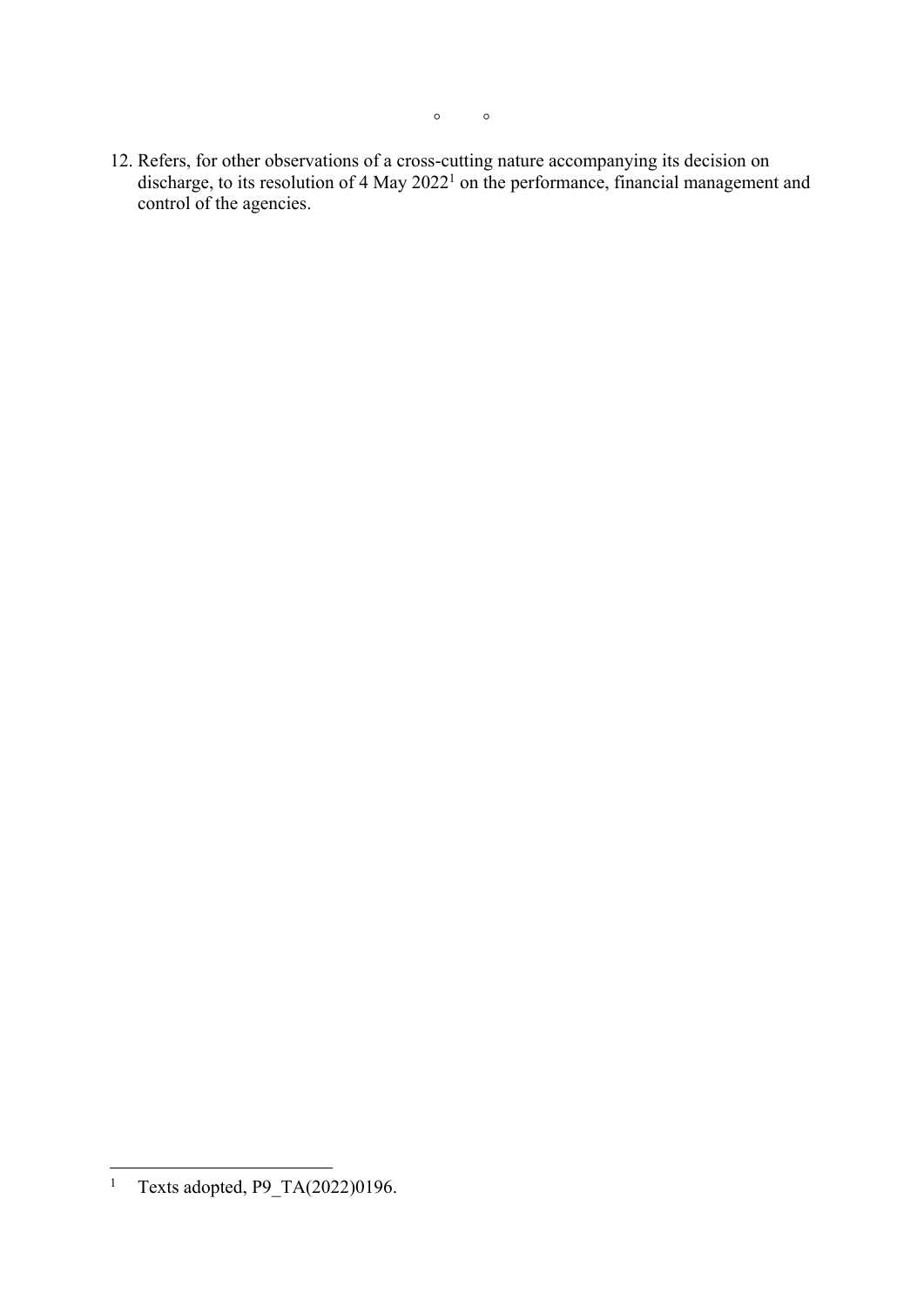° °

12. Refers, for other observations of a cross-cutting nature accompanying its decision on discharge, to its resolution of 4 May 2022[1] on the performance, financial management and control of the agencies.

---

[1] Texts adopted, P9_TA(2022)0196.